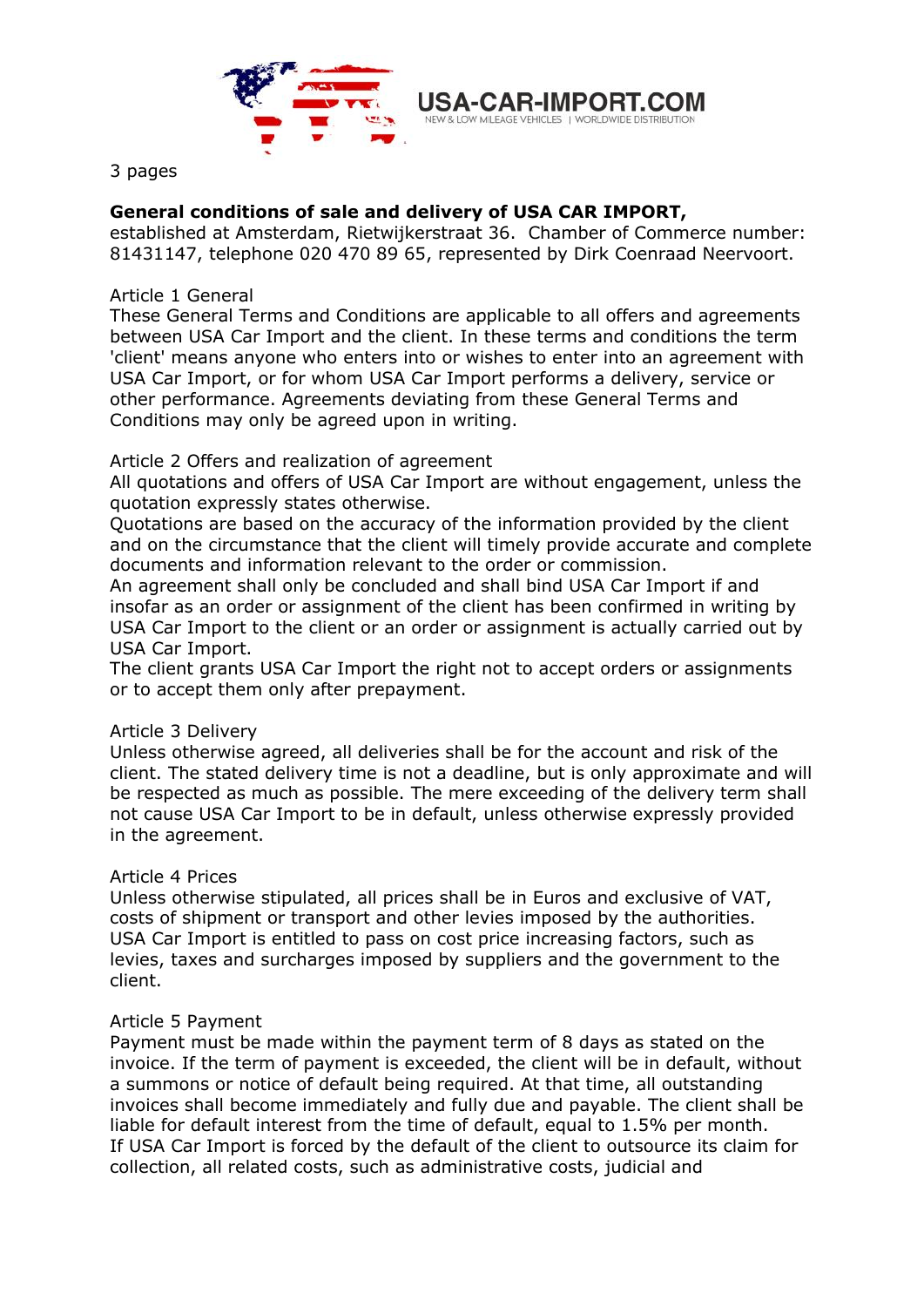USA-CAR-IMPORT.COM
NEW & LOW MILEAGE VEHICLES | WORLDWIDE DISTRIBUTION

3 pages

**General conditions of sale and delivery of USA CAR IMPORT,**
established at Amsterdam, Rietwijkerstraat 36. Chamber of Commerce number: 81431147, telephone 020 470 89 65, represented by Dirk Coenraad Neervoort.

Article 1 General
These General Terms and Conditions are applicable to all offers and agreements between USA Car Import and the client. In these terms and conditions the term 'client' means anyone who enters into or wishes to enter into an agreement with USA Car Import, or for whom USA Car Import performs a delivery, service or other performance. Agreements deviating from these General Terms and Conditions may only be agreed upon in writing.

Article 2 Offers and realization of agreement
All quotations and offers of USA Car Import are without engagement, unless the quotation expressly states otherwise.
Quotations are based on the accuracy of the information provided by the client and on the circumstance that the client will timely provide accurate and complete documents and information relevant to the order or commission.
An agreement shall only be concluded and shall bind USA Car Import if and insofar as an order or assignment of the client has been confirmed in writing by USA Car Import to the client or an order or assignment is actually carried out by USA Car Import.
The client grants USA Car Import the right not to accept orders or assignments or to accept them only after prepayment.

Article 3 Delivery
Unless otherwise agreed, all deliveries shall be for the account and risk of the client. The stated delivery time is not a deadline, but is only approximate and will be respected as much as possible. The mere exceeding of the delivery term shall not cause USA Car Import to be in default, unless otherwise expressly provided in the agreement.

Article 4 Prices
Unless otherwise stipulated, all prices shall be in Euros and exclusive of VAT, costs of shipment or transport and other levies imposed by the authorities.
USA Car Import is entitled to pass on cost price increasing factors, such as levies, taxes and surcharges imposed by suppliers and the government to the client.

Article 5 Payment
Payment must be made within the payment term of 8 days as stated on the invoice. If the term of payment is exceeded, the client will be in default, without a summons or notice of default being required. At that time, all outstanding invoices shall become immediately and fully due and payable. The client shall be liable for default interest from the time of default, equal to 1.5% per month.
If USA Car Import is forced by the default of the client to outsource its claim for collection, all related costs, such as administrative costs, judicial and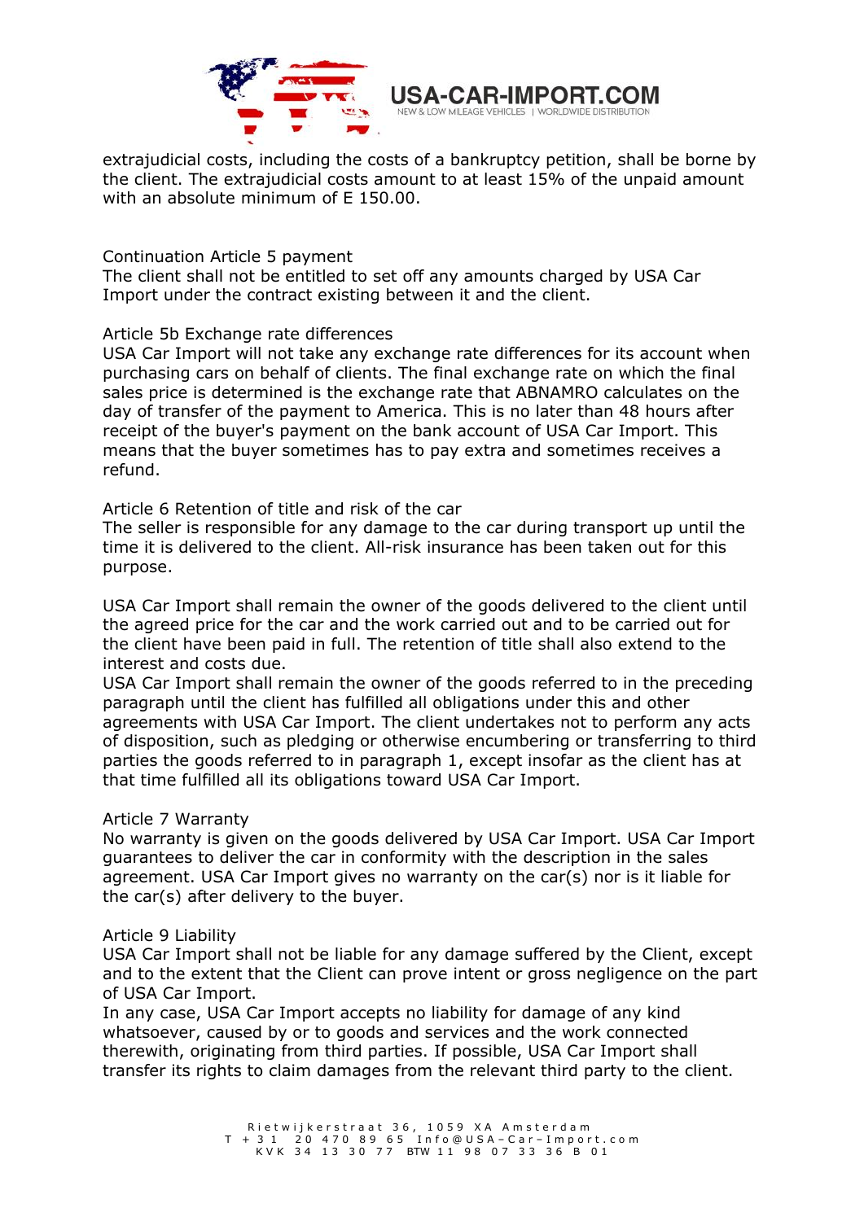extrajudicial costs, including the costs of a bankruptcy petition, shall be borne by the client. The extrajudicial costs amount to at least 15% of the unpaid amount with an absolute minimum of E 150.00.

## Continuation Article 5 payment

The client shall not be entitled to set off any amounts charged by USA Car Import under the contract existing between it and the client.

## Article 5b Exchange rate differences

USA Car Import will not take any exchange rate differences for its account when purchasing cars on behalf of clients. The final exchange rate on which the final sales price is determined is the exchange rate that ABNAMRO calculates on the day of transfer of the payment to America. This is no later than 48 hours after receipt of the buyer's payment on the bank account of USA Car Import. This means that the buyer sometimes has to pay extra and sometimes receives a refund.

## Article 6 Retention of title and risk of the car

The seller is responsible for any damage to the car during transport up until the time it is delivered to the client. All-risk insurance has been taken out for this purpose.

USA Car Import shall remain the owner of the goods delivered to the client until the agreed price for the car and the work carried out and to be carried out for the client have been paid in full. The retention of title shall also extend to the interest and costs due.
USA Car Import shall remain the owner of the goods referred to in the preceding paragraph until the client has fulfilled all obligations under this and other agreements with USA Car Import. The client undertakes not to perform any acts of disposition, such as pledging or otherwise encumbering or transferring to third parties the goods referred to in paragraph 1, except insofar as the client has at that time fulfilled all its obligations toward USA Car Import.

## Article 7 Warranty

No warranty is given on the goods delivered by USA Car Import. USA Car Import guarantees to deliver the car in conformity with the description in the sales agreement. USA Car Import gives no warranty on the car(s) nor is it liable for the car(s) after delivery to the buyer.

## Article 9 Liability

USA Car Import shall not be liable for any damage suffered by the Client, except and to the extent that the Client can prove intent or gross negligence on the part of USA Car Import.
In any case, USA Car Import accepts no liability for damage of any kind whatsoever, caused by or to goods and services and the work connected therewith, originating from third parties. If possible, USA Car Import shall transfer its rights to claim damages from the relevant third party to the client.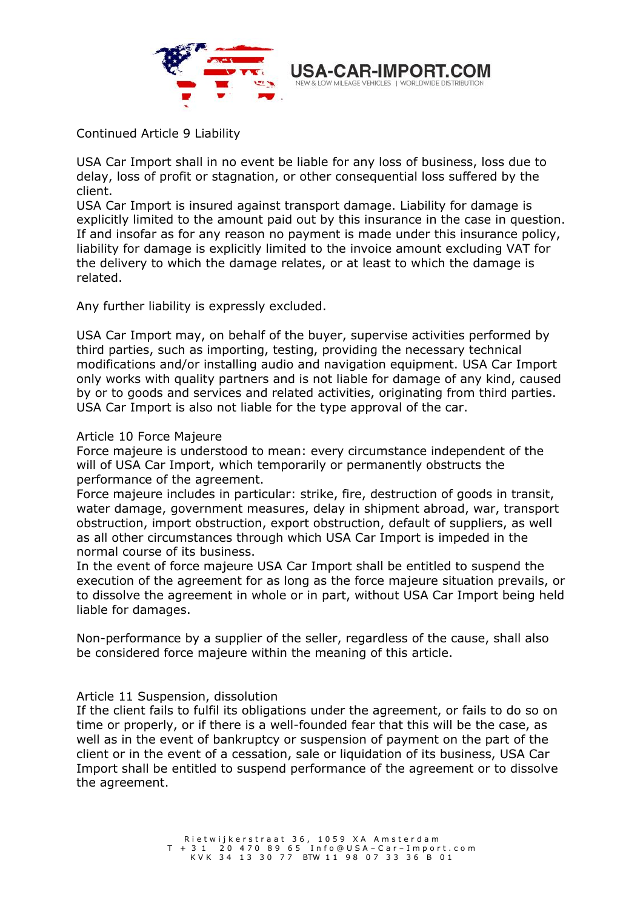Continued Article 9 Liability

USA Car Import shall in no event be liable for any loss of business, loss due to delay, loss of profit or stagnation, or other consequential loss suffered by the client.
USA Car Import is insured against transport damage. Liability for damage is explicitly limited to the amount paid out by this insurance in the case in question. If and insofar as for any reason no payment is made under this insurance policy, liability for damage is explicitly limited to the invoice amount excluding VAT for the delivery to which the damage relates, or at least to which the damage is related.

Any further liability is expressly excluded.

USA Car Import may, on behalf of the buyer, supervise activities performed by third parties, such as importing, testing, providing the necessary technical modifications and/or installing audio and navigation equipment. USA Car Import only works with quality partners and is not liable for damage of any kind, caused by or to goods and services and related activities, originating from third parties. USA Car Import is also not liable for the type approval of the car.

## Article 10 Force Majeure

Force majeure is understood to mean: every circumstance independent of the will of USA Car Import, which temporarily or permanently obstructs the performance of the agreement.
Force majeure includes in particular: strike, fire, destruction of goods in transit, water damage, government measures, delay in shipment abroad, war, transport obstruction, import obstruction, export obstruction, default of suppliers, as well as all other circumstances through which USA Car Import is impeded in the normal course of its business.
In the event of force majeure USA Car Import shall be entitled to suspend the execution of the agreement for as long as the force majeure situation prevails, or to dissolve the agreement in whole or in part, without USA Car Import being held liable for damages.

Non-performance by a supplier of the seller, regardless of the cause, shall also be considered force majeure within the meaning of this article.

## Article 11 Suspension, dissolution

If the client fails to fulfil its obligations under the agreement, or fails to do so on time or properly, or if there is a well-founded fear that this will be the case, as well as in the event of bankruptcy or suspension of payment on the part of the client or in the event of a cessation, sale or liquidation of its business, USA Car Import shall be entitled to suspend performance of the agreement or to dissolve the agreement.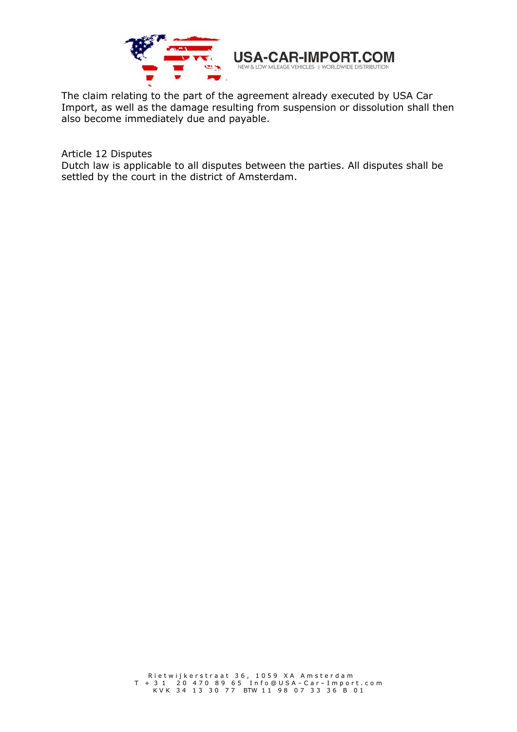The claim relating to the part of the agreement already executed by USA Car Import, as well as the damage resulting from suspension or dissolution shall then also become immediately due and payable.

## Article 12 Disputes

Dutch law is applicable to all disputes between the parties. All disputes shall be settled by the court in the district of Amsterdam.